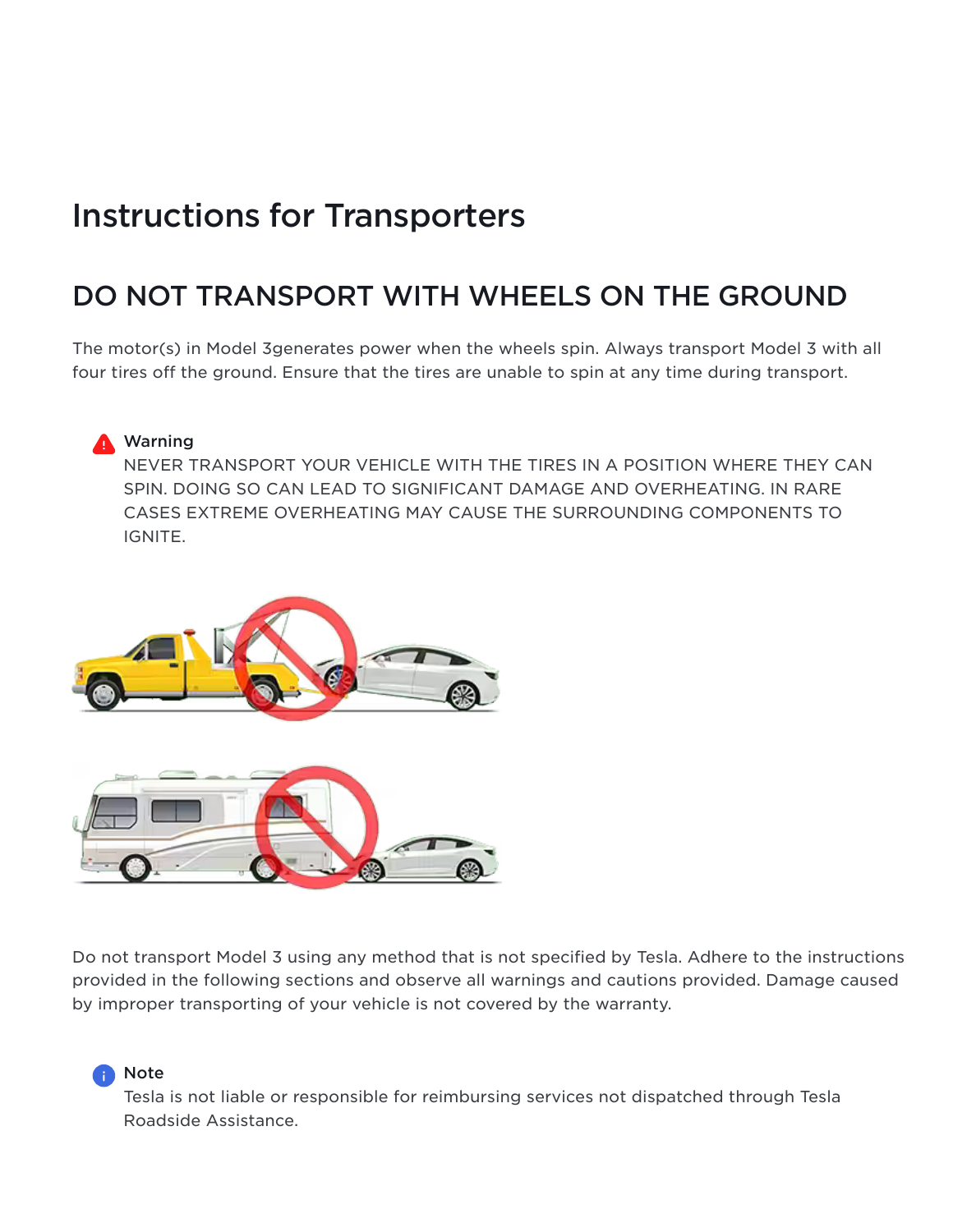# Instructions for Transporters

## DO NOT TRANSPORT WITH WHEELS ON THE GROUND

The motor(s) in Model 3generates power when the wheels spin. Always transport Model 3 with all four tires off the ground. Ensure that the tires are unable to spin at any time during transport.

> **Warning**
> NEVER TRANSPORT YOUR VEHICLE WITH THE TIRES IN A POSITION WHERE THEY CAN SPIN. DOING SO CAN LEAD TO SIGNIFICANT DAMAGE AND OVERHEATING. IN RARE CASES EXTREME OVERHEATING MAY CAUSE THE SURROUNDING COMPONENTS TO IGNITE.

Do not transport Model 3 using any method that is not specified by Tesla. Adhere to the instructions provided in the following sections and observe all warnings and cautions provided. Damage caused by improper transporting of your vehicle is not covered by the warranty.

> **Note**
> Tesla is not liable or responsible for reimbursing services not dispatched through Tesla Roadside Assistance.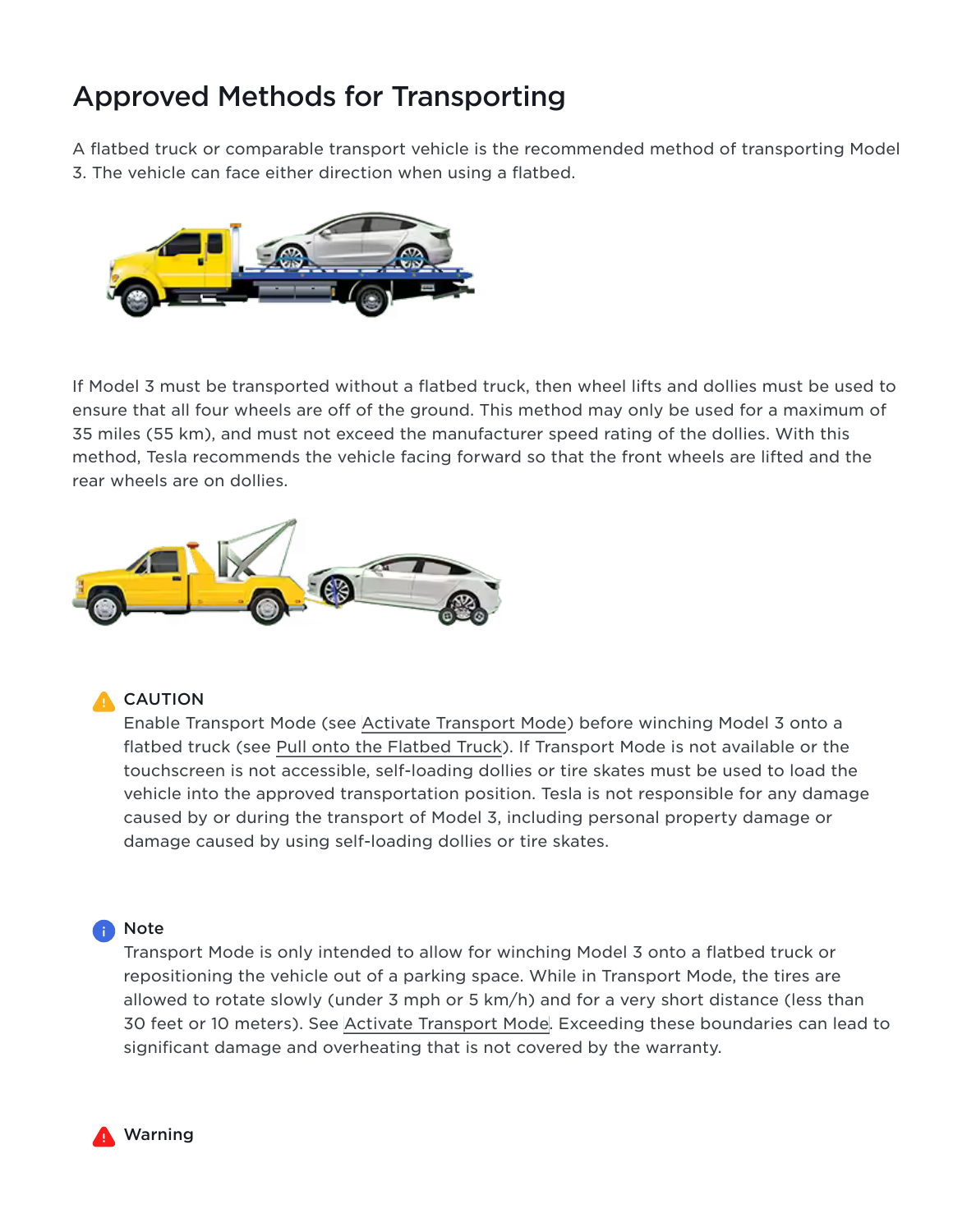## Approved Methods for Transporting

A flatbed truck or comparable transport vehicle is the recommended method of transporting Model 3. The vehicle can face either direction when using a flatbed.

If Model 3 must be transported without a flatbed truck, then wheel lifts and dollies must be used to ensure that all four wheels are off of the ground. This method may only be used for a maximum of 35 miles (55 km), and must not exceed the manufacturer speed rating of the dollies. With this method, Tesla recommends the vehicle facing forward so that the front wheels are lifted and the rear wheels are on dollies.

**CAUTION**

Enable Transport Mode (see Activate Transport Mode) before winching Model 3 onto a flatbed truck (see Pull onto the Flatbed Truck). If Transport Mode is not available or the touchscreen is not accessible, self-loading dollies or tire skates must be used to load the vehicle into the approved transportation position. Tesla is not responsible for any damage caused by or during the transport of Model 3, including personal property damage or damage caused by using self-loading dollies or tire skates.

**Note**

Transport Mode is only intended to allow for winching Model 3 onto a flatbed truck or repositioning the vehicle out of a parking space. While in Transport Mode, the tires are allowed to rotate slowly (under 3 mph or 5 km/h) and for a very short distance (less than 30 feet or 10 meters). See Activate Transport Mode. Exceeding these boundaries can lead to significant damage and overheating that is not covered by the warranty.

**Warning**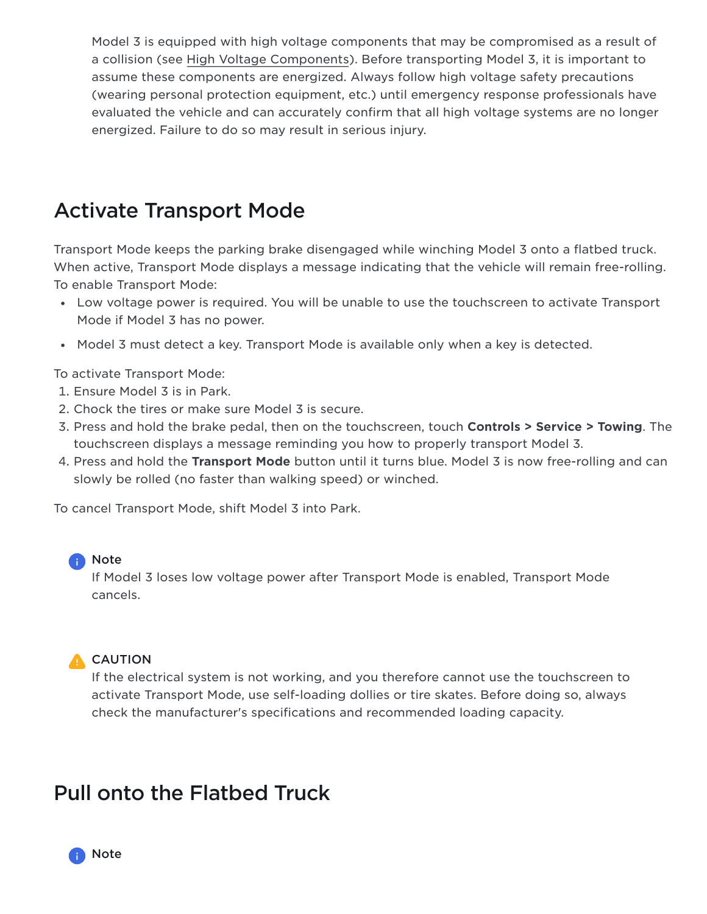Model 3 is equipped with high voltage components that may be compromised as a result of a collision (see High Voltage Components). Before transporting Model 3, it is important to assume these components are energized. Always follow high voltage safety precautions (wearing personal protection equipment, etc.) until emergency response professionals have evaluated the vehicle and can accurately confirm that all high voltage systems are no longer energized. Failure to do so may result in serious injury.

## Activate Transport Mode

Transport Mode keeps the parking brake disengaged while winching Model 3 onto a flatbed truck. When active, Transport Mode displays a message indicating that the vehicle will remain free-rolling. To enable Transport Mode:

- Low voltage power is required. You will be unable to use the touchscreen to activate Transport Mode if Model 3 has no power.
- Model 3 must detect a key. Transport Mode is available only when a key is detected.

To activate Transport Mode:

1. Ensure Model 3 is in Park.
2. Chock the tires or make sure Model 3 is secure.
3. Press and hold the brake pedal, then on the touchscreen, touch **Controls > Service > Towing**. The touchscreen displays a message reminding you how to properly transport Model 3.
4. Press and hold the **Transport Mode** button until it turns blue. Model 3 is now free-rolling and can slowly be rolled (no faster than walking speed) or winched.

To cancel Transport Mode, shift Model 3 into Park.

**Note**
If Model 3 loses low voltage power after Transport Mode is enabled, Transport Mode cancels.

**CAUTION**
If the electrical system is not working, and you therefore cannot use the touchscreen to activate Transport Mode, use self-loading dollies or tire skates. Before doing so, always check the manufacturer's specifications and recommended loading capacity.

## Pull onto the Flatbed Truck

**Note**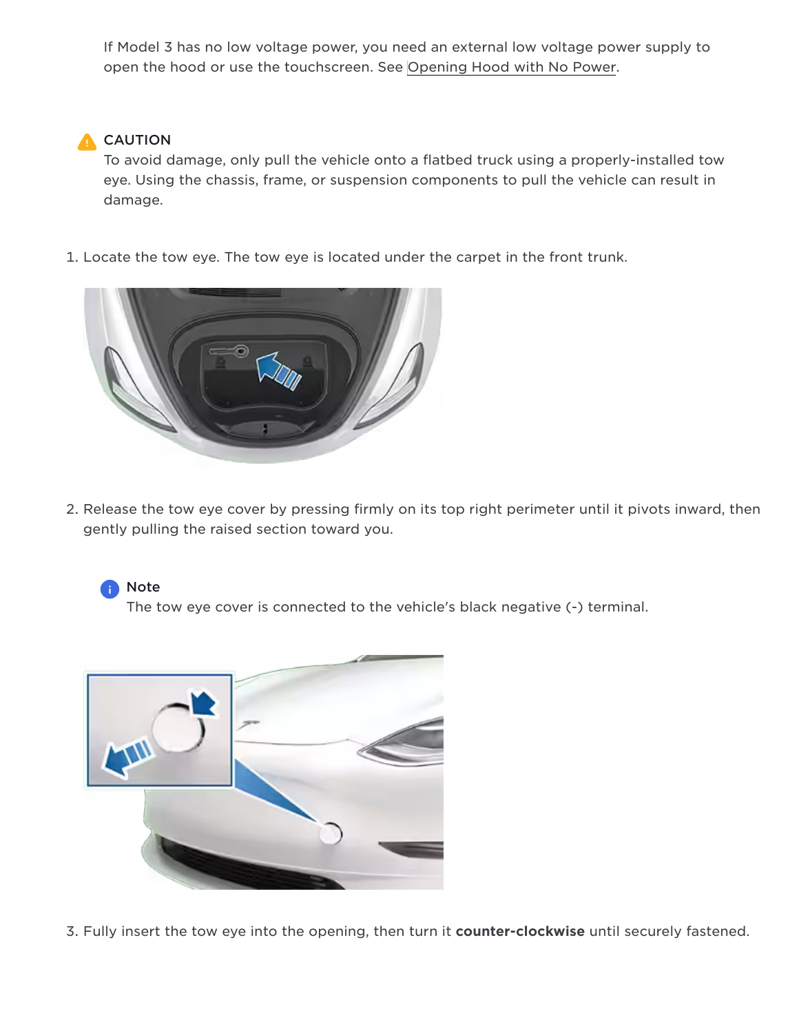If Model 3 has no low voltage power, you need an external low voltage power supply to open the hood or use the touchscreen. See Opening Hood with No Power.

**CAUTION**

To avoid damage, only pull the vehicle onto a flatbed truck using a properly-installed tow eye. Using the chassis, frame, or suspension components to pull the vehicle can result in damage.

1. Locate the tow eye. The tow eye is located under the carpet in the front trunk.

2. Release the tow eye cover by pressing firmly on its top right perimeter until it pivots inward, then gently pulling the raised section toward you.

   **Note**

   The tow eye cover is connected to the vehicle's black negative (-) terminal.

3. Fully insert the tow eye into the opening, then turn it **counter-clockwise** until securely fastened.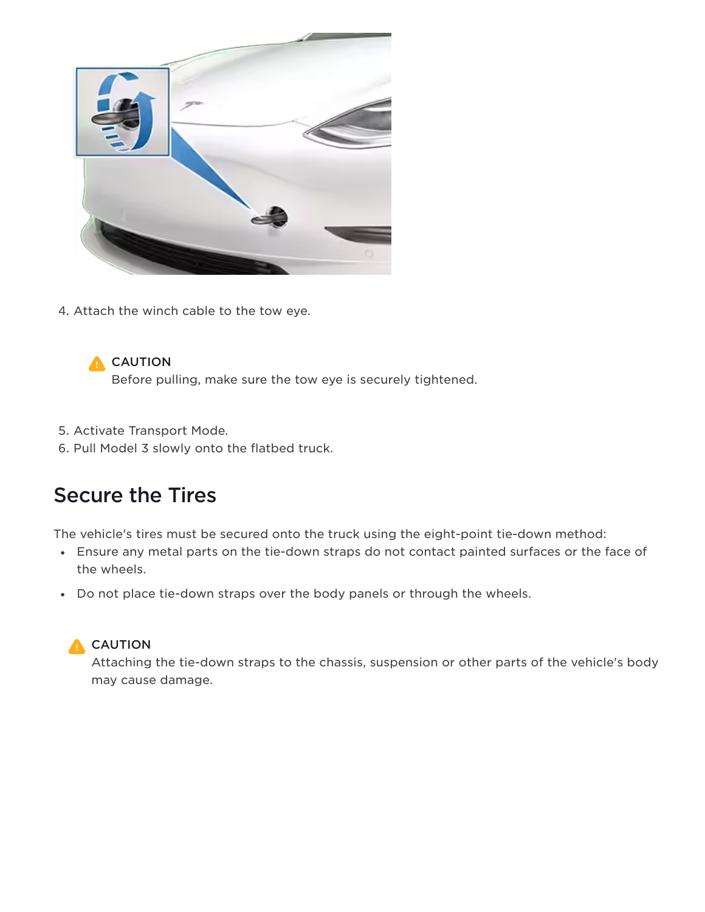4. Attach the winch cable to the tow eye.

> ⚠ CAUTION
> Before pulling, make sure the tow eye is securely tightened.

5. Activate Transport Mode.
6. Pull Model 3 slowly onto the flatbed truck.

## Secure the Tires

The vehicle's tires must be secured onto the truck using the eight-point tie-down method:

- Ensure any metal parts on the tie-down straps do not contact painted surfaces or the face of the wheels.
- Do not place tie-down straps over the body panels or through the wheels.

> ⚠ CAUTION
> Attaching the tie-down straps to the chassis, suspension or other parts of the vehicle's body may cause damage.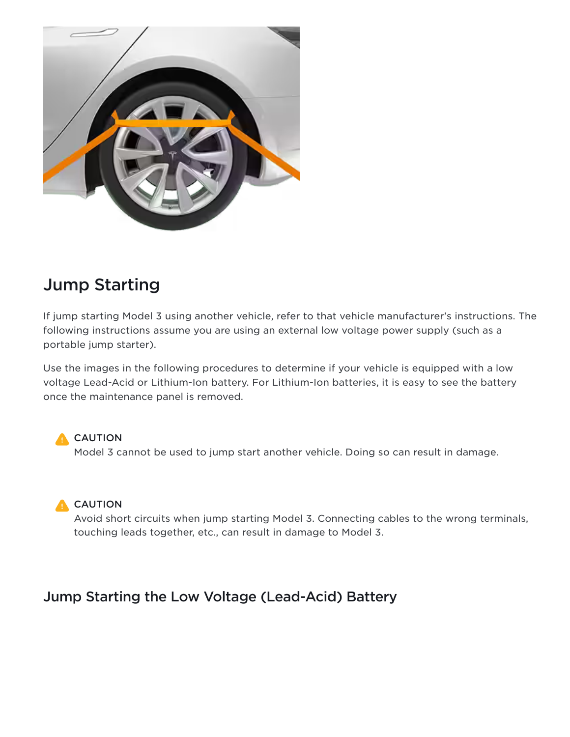## Jump Starting

If jump starting Model 3 using another vehicle, refer to that vehicle manufacturer's instructions. The following instructions assume you are using an external low voltage power supply (such as a portable jump starter).

Use the images in the following procedures to determine if your vehicle is equipped with a low voltage Lead-Acid or Lithium-Ion battery. For Lithium-Ion batteries, it is easy to see the battery once the maintenance panel is removed.

> **CAUTION**
> Model 3 cannot be used to jump start another vehicle. Doing so can result in damage.

> **CAUTION**
> Avoid short circuits when jump starting Model 3. Connecting cables to the wrong terminals, touching leads together, etc., can result in damage to Model 3.

### Jump Starting the Low Voltage (Lead-Acid) Battery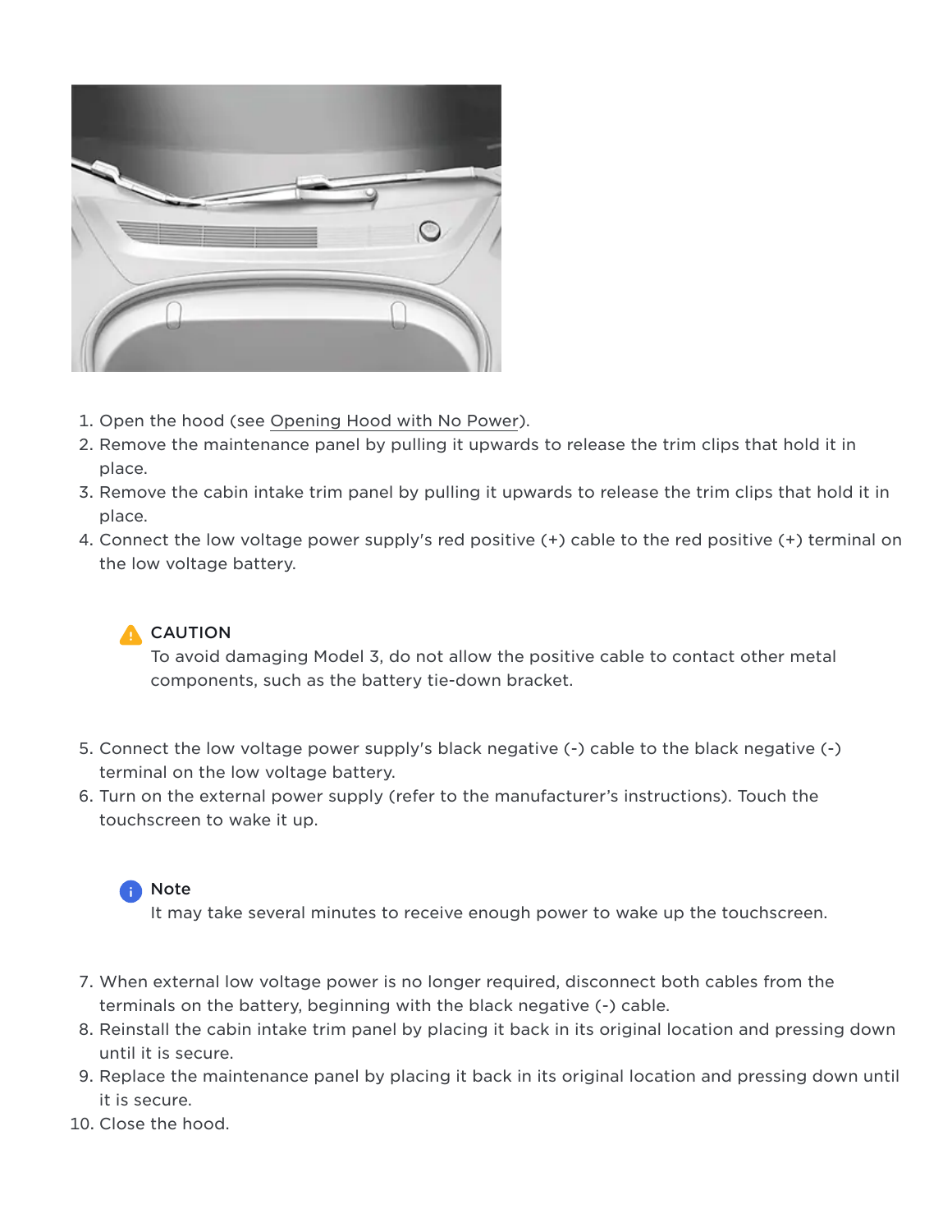1. Open the hood (see Opening Hood with No Power).
2. Remove the maintenance panel by pulling it upwards to release the trim clips that hold it in place.
3. Remove the cabin intake trim panel by pulling it upwards to release the trim clips that hold it in place.
4. Connect the low voltage power supply's red positive (+) cable to the red positive (+) terminal on the low voltage battery.

> **CAUTION**
> To avoid damaging Model 3, do not allow the positive cable to contact other metal components, such as the battery tie-down bracket.

5. Connect the low voltage power supply's black negative (-) cable to the black negative (-) terminal on the low voltage battery.
6. Turn on the external power supply (refer to the manufacturer's instructions). Touch the touchscreen to wake it up.

> **Note**
> It may take several minutes to receive enough power to wake up the touchscreen.

7. When external low voltage power is no longer required, disconnect both cables from the terminals on the battery, beginning with the black negative (-) cable.
8. Reinstall the cabin intake trim panel by placing it back in its original location and pressing down until it is secure.
9. Replace the maintenance panel by placing it back in its original location and pressing down until it is secure.
10. Close the hood.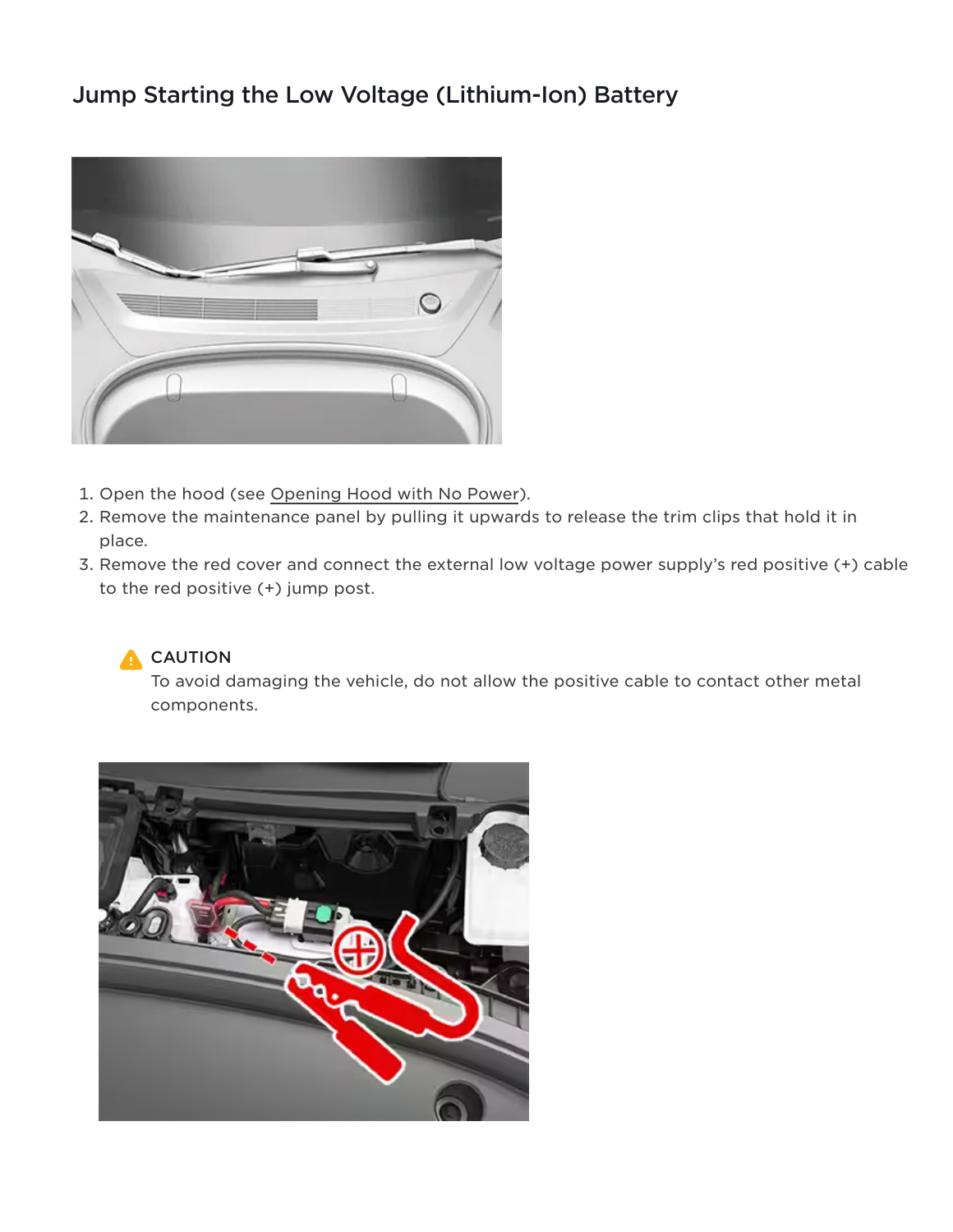## Jump Starting the Low Voltage (Lithium-Ion) Battery

1. Open the hood (see Opening Hood with No Power).
2. Remove the maintenance panel by pulling it upwards to release the trim clips that hold it in place.
3. Remove the red cover and connect the external low voltage power supply's red positive (+) cable to the red positive (+) jump post.

> **CAUTION**
> To avoid damaging the vehicle, do not allow the positive cable to contact other metal components.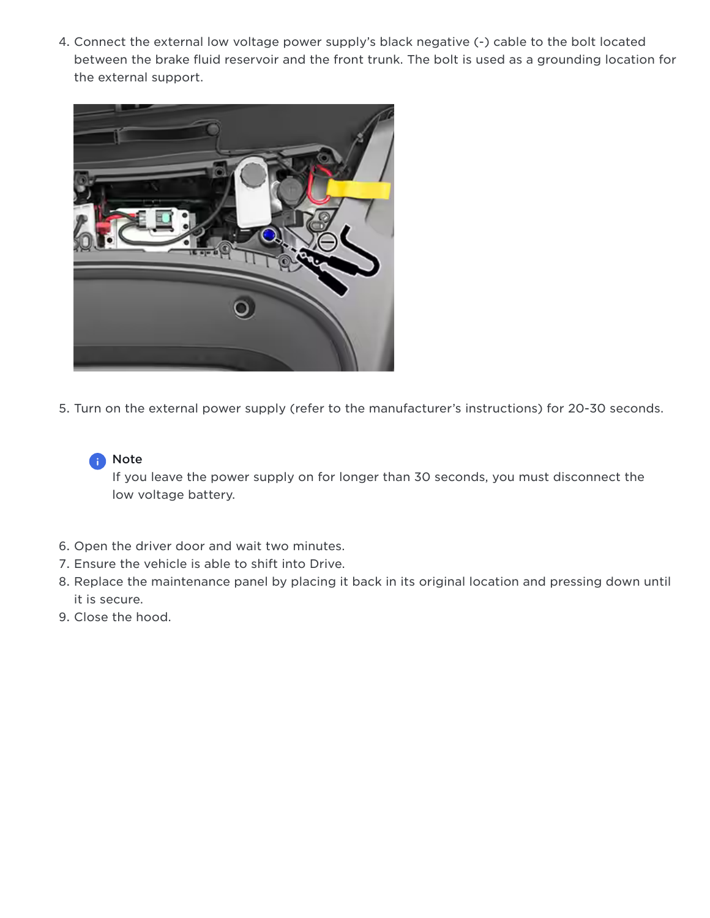4. Connect the external low voltage power supply's black negative (-) cable to the bolt located between the brake fluid reservoir and the front trunk. The bolt is used as a grounding location for the external support.

5. Turn on the external power supply (refer to the manufacturer's instructions) for 20-30 seconds.

> **Note**
> If you leave the power supply on for longer than 30 seconds, you must disconnect the low voltage battery.

6. Open the driver door and wait two minutes.
7. Ensure the vehicle is able to shift into Drive.
8. Replace the maintenance panel by placing it back in its original location and pressing down until it is secure.
9. Close the hood.